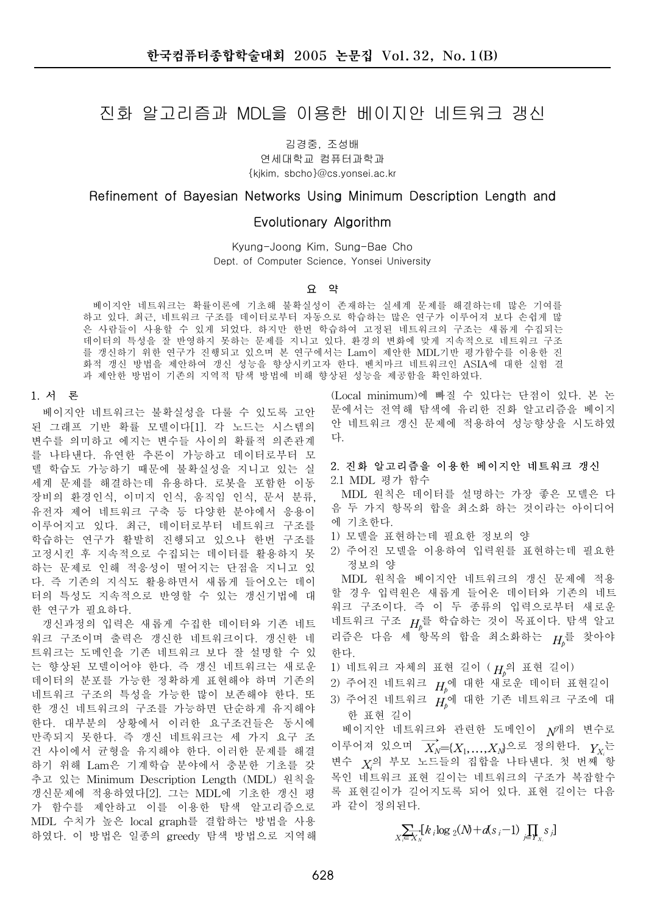# 진화 알고리즘과 MDL을 이용한 베이지안 네트워크 갱신

김경중, 조성배

연세대학교 컴퓨터과학과

{kjkim, sbcho}@cs.yonsei.ac.kr

# Refinement of Bayesian Networks Using Minimum Description Length and Evolutionary Algorithm

Kyung-Joong Kim, Sung-Bae Cho

Dept. of Computer Science, Yonsei University

## 요 약

베이지안 네트워크는 확률이론에 기초해 불확실성이 존재하는 실세계 문제를 해결하는데 많은 기여를 하고 있다. 최근, 네트워크 구조를 데이터로부터 자동으로 학습하는 많은 연구가 이루어져 보다 손쉽게 많은 사람들이 사용할 수 있게 되었다. 하지만 한번 학습하여 고정된 네트워크의 구조는 새롭게 수집되는 데이터의 특성을 잘 반영하지 못하는 문제를 지니고 있다. 환경의 변화에 맞게 지속적으로 네트워크 구조를 갱신하기 위한 연구가 진행되고 있으며 본 연구에서는 Lam이 제안한 MDL기반 평가함수를 이용한 진화적 갱신 방법을 제안하여 갱신 성능을 향상시키고자 한다. 벤치마크 네트워크인 ASIA에 대한 실험 결과 제안한 방법이 기존의 지역적 탐색 방법에 비해 향상된 성능을 제공함을 확인하였다.

## 1. 서 론

베이지안 네트워크는 불확실성을 다룰 수 있도록 고안된 그래프 기반 확률 모델이다[1]. 각 노드는 시스템의 변수를 의미하고 에지는 변수들 사이의 확률적 의존관계를 나타낸다. 유연한 추론이 가능하고 데이터로부터 모델 학습도 가능하기 때문에 불확실성을 지니고 있는 실세계 문제를 해결하는데 유용하다. 로봇을 포함한 이동장비의 환경인식, 이미지 인식, 움직임 인식, 문서 분류, 유전자 제어 네트워크 구축 등 다양한 분야에서 응용이 이루어지고 있다. 최근, 데이터로부터 네트워크 구조를 학습하는 연구가 활발히 진행되고 있으나 한번 구조를 고정시킨 후 지속적으로 수집되는 데이터를 활용하지 못하는 문제로 인해 적응성이 떨어지는 단점을 지니고 있다. 즉 기존의 지식도 활용하면서 새롭게 들어오는 데이터의 특성도 지속적으로 반영할 수 있는 갱신기법에 대한 연구가 필요하다.

갱신과정의 입력은 새롭게 수집한 데이터와 기존 네트워크 구조이며 출력은 갱신한 네트워크이다. 갱신한 네트워크는 도메인을 기존 네트워크 보다 잘 설명할 수 있는 향상된 모델이어야 한다. 즉 갱신 네트워크는 새로운 데이터의 분포를 가능한 정확하게 표현해야 하며 기존의 네트워크 구조의 특성을 가능한 많이 보존해야 한다. 또한 갱신 네트워크의 구조를 가능하면 단순하게 유지해야 한다. 대부분의 상황에서 이러한 요구조건들은 동시에 만족되지 못한다. 즉 갱신 네트워크는 세 가지 요구 조건 사이에서 균형을 유지해야 한다. 이러한 문제를 해결하기 위해 Lam은 기계학습 분야에서 충분한 기초를 갖추고 있는 Minimum Description Length (MDL) 원칙을 갱신문제에 적용하였다[2]. 그는 MDL에 기초한 갱신 평가 함수를 제안하고 이를 이용한 탐색 알고리즘으로 MDL 수치가 높은 local graph를 결합하는 방법을 사용하였다. 이 방법은 일종의 greedy 탐색 방법으로 지역해(Local minimum)에 빠질 수 있다는 단점이 있다. 본 논문에서는 전역해 탐색에 유리한 진화 알고리즘을 베이지안 네트워크 갱신 문제에 적용하여 성능향상을 시도하였다.

## 2. 진화 알고리즘을 이용한 베이지안 네트워크 갱신

### 2.1 MDL 평가 함수

MDL 원칙은 데이터를 설명하는 가장 좋은 모델은 다음 두 가지 항목의 합을 최소화 하는 것이라는 아이디어에 기초한다.

1) 모델을 표현하는데 필요한 정보의 양
2) 주어진 모델을 이용하여 입력원을 표현하는데 필요한 정보의 양

MDL 원칙을 베이지안 네트워크의 갱신 문제에 적용할 경우 입력원은 새롭게 들어온 데이터와 기존의 네트워크 구조이다. 즉 이 두 종류의 입력으로부터 새로운 네트워크 구조 $H_p$를 학습하는 것이 목표이다. 탐색 알고리즘은 다음 세 항목의 합을 최소화하는 $H_p$를 찾아야 한다.

1) 네트워크 자체의 표현 길이 ( $H_p$의 표현 길이)
2) 주어진 네트워크 $H_p$에 대한 새로운 데이터 표현길이
3) 주어진 네트워크 $H_p$에 대한 기존 네트워크 구조에 대한 표현 길이

베이지안 네트워크와 관련한 도메인이 $N$개의 변수로 이루어져 있으며 $\overrightarrow{X_N}=\{X_1,\dots,X_N\}$으로 정의한다. $Y_{X_i}$는 변수 $X_i$의 부모 노드들의 집합을 나타낸다. 첫 번째 항목인 네트워크 표현 길이는 네트워크의 구조가 복잡할수록 표현길이가 길어지도록 되어 있다. 표현 길이는 다음과 같이 정의된다.

$$\sum_{X_i \in \overrightarrow{X_N}} [k_i \log_2(N) + d(s_i - 1) \prod_{j \in Y_{X_i}} s_j]$$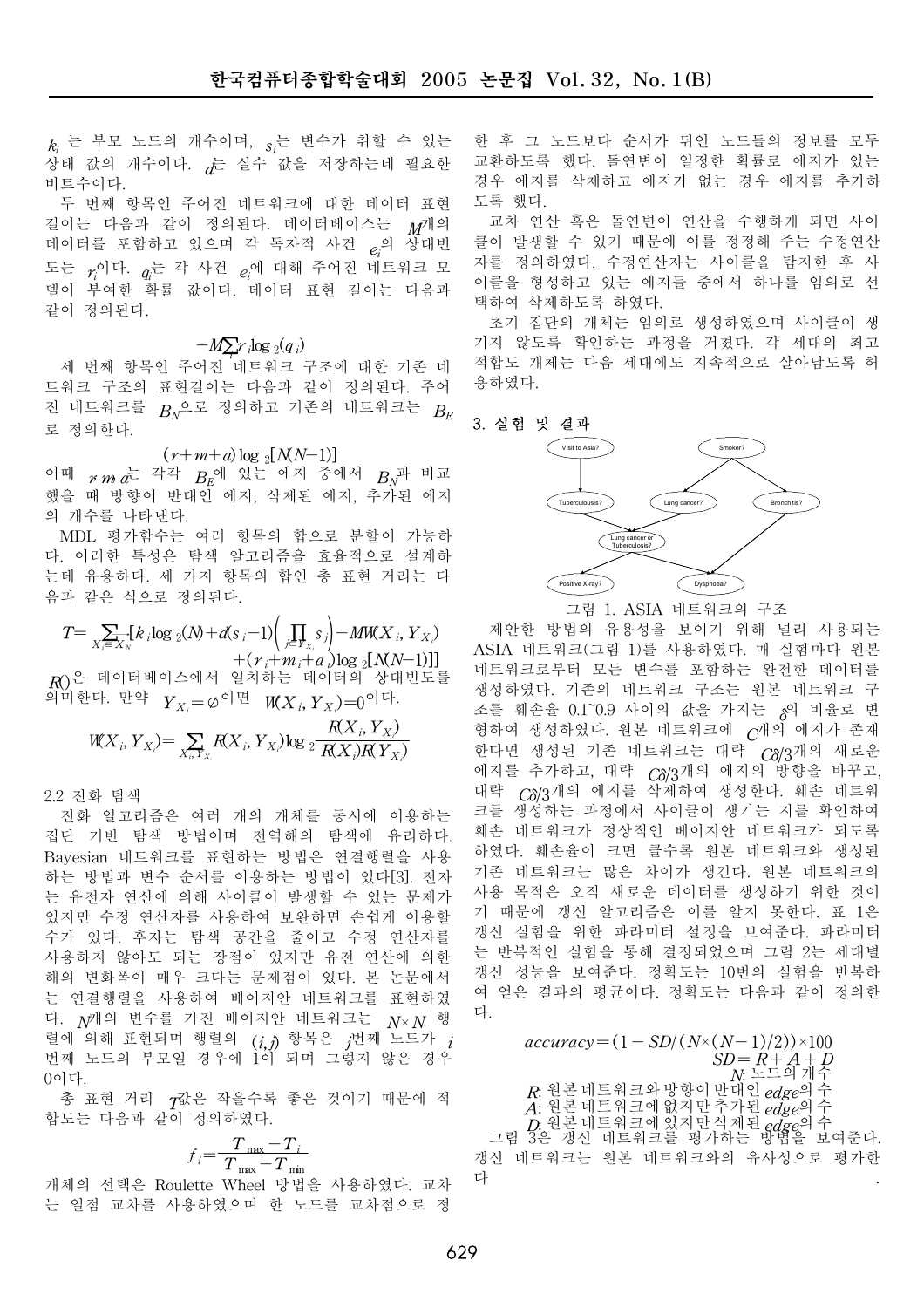$k_i$ 는 부모 노드의 개수이며, $s_i$는 변수가 취할 수 있는 상태 값의 개수이다. $d$는 실수 값을 저장하는데 필요한 비트수이다.

두 번째 항목인 주어진 네트워크에 대한 데이터 표현 길이는 다음과 같이 정의된다. 데이터베이스는 $M$개의 데이터를 포함하고 있으며 각 독자적 사건 $e_i$의 상대빈도는 $r_i$이다. $q_i$는 각 사건 $e_i$에 대해 주어진 네트워크 모델이 부여한 확률 값이다. 데이터 표현 길이는 다음과 같이 정의된다.

$$-M\sum_i r_i \log_2(q_i)$$

세 번째 항목인 주어진 네트워크 구조에 대한 기존 네트워크 구조의 표현길이는 다음과 같이 정의된다. 주어진 네트워크를 $B_N$으로 정의하고 기존의 네트워크는 $B_E$로 정의한다.

$$(r+m+a)\log_2[N(N-1)]$$

이때 $r, m, a$는 각각 $B_E$에 있는 에지 중에서 $B_N$과 비교했을 때 방향이 반대인 에지, 삭제된 에지, 추가된 에지의 개수를 나타낸다.

MDL 평가함수는 여러 항목의 합으로 분할이 가능하다. 이러한 특성은 탐색 알고리즘을 효율적으로 설계하는데 유용하다. 세 가지 항목의 합인 총 표현 거리는 다음과 같은 식으로 정의된다.

$$T=\sum_{X_i \in X_N}[k_i \log_2(N)+d(s_i-1)\left(\prod_{j \in Y_{X_i}} s_j\right)-MW(X_i,Y_{X_i}) +(r_i+m_i+a_i)\log_2[N(N-1)]]$$

$R()$은 데이터베이스에서 일치하는 데이터의 상대빈도를 의미한다. 만약 $Y_{X_i}=\emptyset$이면 $W(X_i,Y_{X_i})=0$이다.

$$W(X_i,Y_{X_i})=\sum_{X_i,Y_{X_i}} R(X_i,Y_{X_i})\log_2\frac{R(X_i,Y_{X_i})}{R(X_i)R(Y_{X_i})}$$

### 2.2 진화 탐색

진화 알고리즘은 여러 개의 개체를 동시에 이용하는 집단 기반 탐색 방법이며 전역해의 탐색에 유리하다. Bayesian 네트워크를 표현하는 방법은 연결행렬을 사용하는 방법과 변수 순서를 이용하는 방법이 있다[3]. 전자는 유전자 연산에 의해 사이클이 발생할 수 있는 문제가 있지만 수정 연산자를 사용하여 보완하면 손쉽게 이용할 수가 있다. 후자는 탐색 공간을 줄이고 수정 연산자를 사용하지 않아도 되는 장점이 있지만 유전 연산에 의한 해의 변화폭이 매우 크다는 문제점이 있다. 본 논문에서는 연결행렬을 사용하여 베이지안 네트워크를 표현하였다. $N$개의 변수를 가진 베이지안 네트워크는 $N \times N$ 행렬에 의해 표현되며 행렬의 $(i,j)$ 항목은 $j$번째 노드가 $i$번째 노드의 부모일 경우에 1이 되며 그렇지 않은 경우 0이다.

총 표현 거리 $T$값은 작을수록 좋은 것이기 때문에 적합도는 다음과 같이 정의하였다.

$$f_i=\frac{T_{\max}-T_i}{T_{\max}-T_{\min}}$$

개체의 선택은 Roulette Wheel 방법을 사용하였다. 교차는 일점 교차를 사용하였으며 한 노드를 교차점으로 정한 후 그 노드보다 순서가 뒤인 노드들의 정보를 모두 교환하도록 했다. 돌연변이 일정한 확률로 에지가 있는 경우 에지를 삭제하고 에지가 없는 경우 에지를 추가하도록 했다.

교차 연산 혹은 돌연변이 연산을 수행하게 되면 사이클이 발생할 수 있기 때문에 이를 정정해 주는 수정연산자를 정의하였다. 수정연산자는 사이클을 탐지한 후 사이클을 형성하고 있는 에지들 중에서 하나를 임의로 선택하여 삭제하도록 하였다.

초기 집단의 개체는 임의로 생성하였으며 사이클이 생기지 않도록 확인하는 과정을 거쳤다. 각 세대의 최고 적합도 개체는 다음 세대에도 지속적으로 살아남도록 허용하였다.

## 3. 실험 및 결과

그림 1. ASIA 네트워크의 구조

제안한 방법의 유용성을 보이기 위해 널리 사용되는 ASIA 네트워크(그림 1)를 사용하였다. 매 실험마다 원본 네트워크로부터 모든 변수를 포함하는 완전한 데이터를 생성하였다. 기존의 네트워크 구조는 원본 네트워크 구조를 훼손율 0.1~0.9 사이의 값을 가지는 $\delta$의 비율로 변형하여 생성하였다. 원본 네트워크에 $C$개의 에지가 존재한다면 생성된 기존 네트워크는 대략 $C\delta/3$개의 새로운 에지를 추가하고, 대략 $C\delta/3$개의 에지의 방향을 바꾸고, 대략 $C\delta/3$개의 에지를 삭제하여 생성한다. 훼손 네트워크를 생성하는 과정에서 사이클이 생기는 지를 확인하여 훼손 네트워크가 정상적인 베이지안 네트워크가 되도록 하였다. 훼손율이 크면 클수록 원본 네트워크와 생성된 기존 네트워크는 많은 차이가 생긴다. 원본 네트워크의 사용 목적은 오직 새로운 데이터를 생성하기 위한 것이기 때문에 갱신 알고리즘은 이를 알지 못한다. 표 1은 갱신 실험을 위한 파라미터 설정을 보여준다. 파라미터는 반복적인 실험을 통해 결정되었으며 그림 2는 세대별 갱신 성능을 보여준다. 정확도는 10번의 실험을 반복하여 얻은 결과의 평균이다. 정확도는 다음과 같이 정의한다.

$$accuracy=(1-SD/(N\times(N-1)/2))\times 100$$

$$SD=R+A+D$$

$N$: 노드의 개수
$R$: 원본 네트워크와 방향이 반대인 $edge$의 수
$A$: 원본 네트워크에 없지만 추가된 $edge$의 수
$D$: 원본 네트워크에 있지만 삭제된 $edge$의 수

그림 3은 갱신 네트워크를 평가하는 방법을 보여준다. 갱신 네트워크는 원본 네트워크와의 유사성으로 평가한다.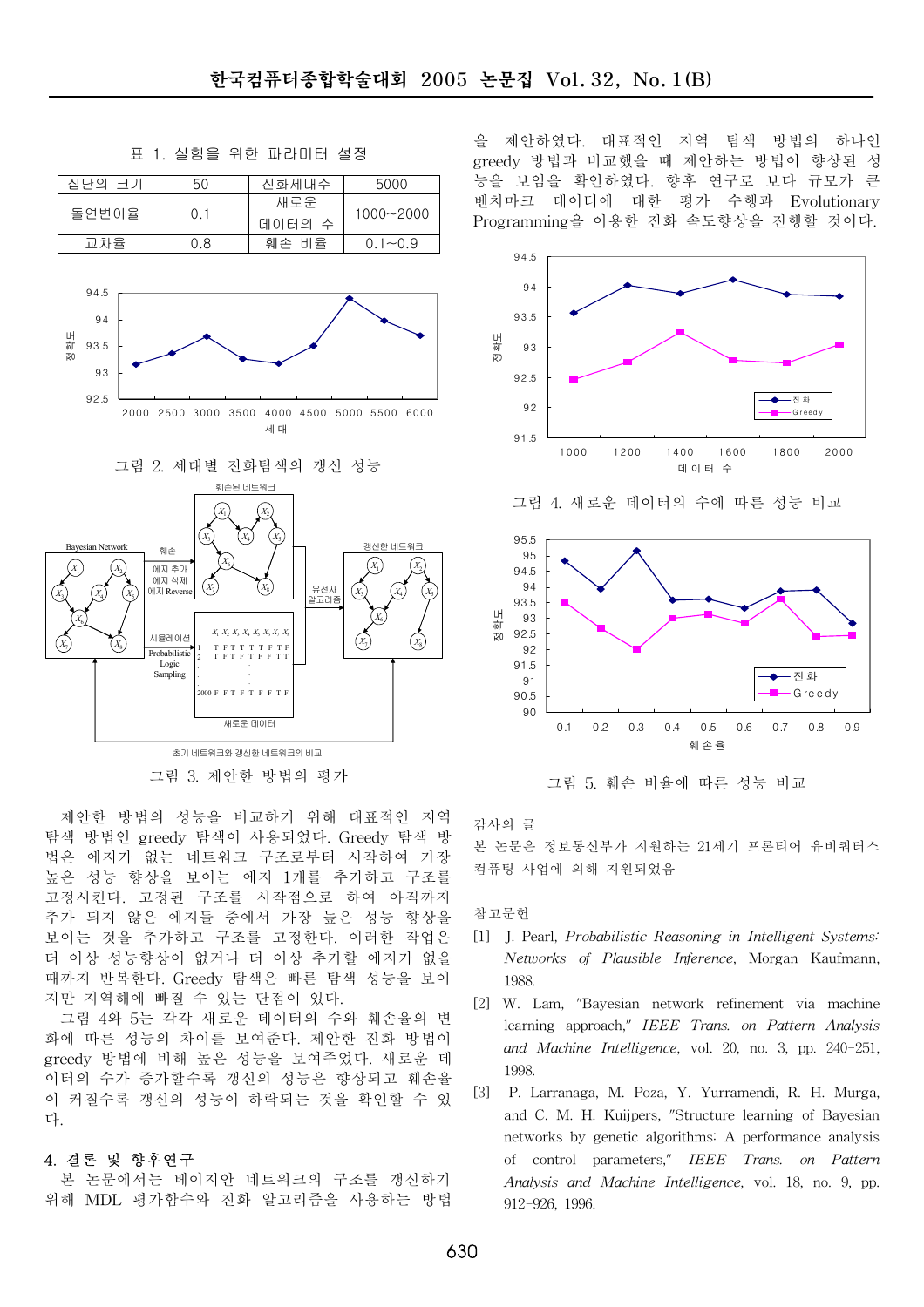표 1. 실험을 위한 파라미터 설정

| | | | |
|---|---|---|---|
| 집단의 크기 | 50 | 진화세대수 | 5000 |
| 돌연변이율 | 0.1 | 새로운 데이터의 수 | 1000~2000 |
| 교차율 | 0.8 | 훼손 비율 | 0.1~0.9 |

94.5
94
93.5
93
92.5
정확도
2000 2500 3000 3500 4000 4500 5000 5500 6000
세 대

그림 2. 세대별 진화탐색의 갱신 성능

훼손된 네트워크
Bayesian Network
훼손
에지 추가
에지 삭제
에지 Reverse
유전자 알고리즘
갱신한 네트워크
시뮬레이션
Probabilistic Logic Sampling
새로운 데이터
초기 네트워크와 갱신한 네트워크의 비교

그림 3. 제안한 방법의 평가

제안한 방법의 성능을 비교하기 위해 대표적인 지역 탐색 방법인 greedy 탐색이 사용되었다. Greedy 탐색 방법은 에지가 없는 네트워크 구조로부터 시작하여 가장 높은 성능 향상을 보이는 에지 1개를 추가하고 구조를 고정시킨다. 고정된 구조를 시작점으로 하여 아직까지 추가 되지 않은 에지들 중에서 가장 높은 성능 향상을 보이는 것을 추가하고 구조를 고정한다. 이러한 작업은 더 이상 성능향상이 없거나 더 이상 추가할 에지가 없을 때까지 반복한다. Greedy 탐색은 빠른 탐색 성능을 보이지만 지역해에 빠질 수 있는 단점이 있다.

그림 4와 5는 각각 새로운 데이터의 수와 훼손율의 변화에 따른 성능의 차이를 보여준다. 제안한 진화 방법이 greedy 방법에 비해 높은 성능을 보여주었다. 새로운 데이터의 수가 증가할수록 갱신의 성능은 향상되고 훼손율이 커질수록 갱신의 성능이 하락되는 것을 확인할 수 있다.

## 4. 결론 및 향후연구

본 논문에서는 베이지안 네트워크의 구조를 갱신하기 위해 MDL 평가함수와 진화 알고리즘을 사용하는 방법을 제안하였다. 대표적인 지역 탐색 방법의 하나인 greedy 방법과 비교했을 때 제안하는 방법이 향상된 성능을 보임을 확인하였다. 향후 연구로 보다 규모가 큰 벤치마크 데이터에 대한 평가 수행과 Evolutionary Programming을 이용한 진화 속도향상을 진행할 것이다.

94.5
94
93.5
93
92.5
92
91.5
정확도
1000 1200 1400 1600 1800 2000
데 이 터 수
진 화
Greedy

그림 4. 새로운 데이터의 수에 따른 성능 비교

95.5
95
94.5
94
93.5
93
92.5
92
91.5
91
90.5
90
정확도
0.1 0.2 0.3 0.4 0.5 0.6 0.7 0.8 0.9
훼 손 율
진 화
Greedy

그림 5. 훼손 비율에 따른 성능 비교

감사의 글

본 논문은 정보통신부가 지원하는 21세기 프론티어 유비쿼터스 컴퓨팅 사업에 의해 지원되었음

참고문헌

[1] J. Pearl, *Probabilistic Reasoning in Intelligent Systems: Networks of Plausible Inference*, Morgan Kaufmann, 1988.

[2] W. Lam, "Bayesian network refinement via machine learning approach," *IEEE Trans. on Pattern Analysis and Machine Intelligence*, vol. 20, no. 3, pp. 240-251, 1998.

[3] P. Larranaga, M. Poza, Y. Yurramendi, R. H. Murga, and C. M. H. Kuijpers, "Structure learning of Bayesian networks by genetic algorithms: A performance analysis of control parameters," *IEEE Trans. on Pattern Analysis and Machine Intelligence*, vol. 18, no. 9, pp. 912-926, 1996.